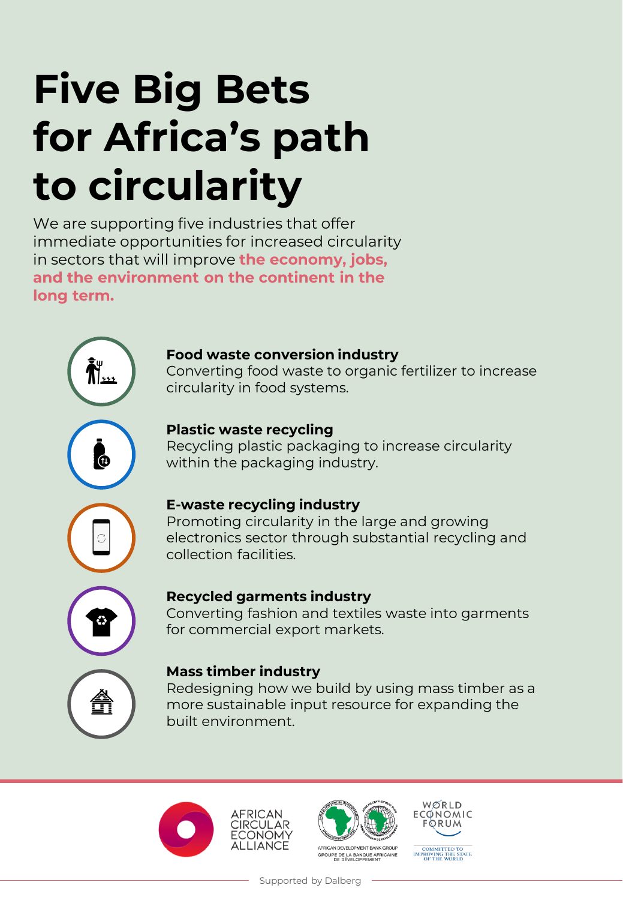# Five Big Bets for Africa's path to circularity

We are supporting five industries that offer immediate opportunities for increased circularity in sectors that will improve **the economy, jobs, and the environment on the continent in the long term.**

**Food waste conversion industry**
Converting food waste to organic fertilizer to increase circularity in food systems.

**Plastic waste recycling**
Recycling plastic packaging to increase circularity within the packaging industry.

**E-waste recycling industry**
Promoting circularity in the large and growing electronics sector through substantial recycling and collection facilities.

**Recycled garments industry**
Converting fashion and textiles waste into garments for commercial export markets.

**Mass timber industry**
Redesigning how we build by using mass timber as a more sustainable input resource for expanding the built environment.

AFRICAN CIRCULAR ECONOMY ALLIANCE

AFRICAN DEVELOPMENT BANK GROUP
GROUPE DE LA BANQUE AFRICAINE DE DÉVELOPPEMENT

WORLD ECONOMIC FORUM
COMMITTED TO IMPROVING THE STATE OF THE WORLD

Supported by Dalberg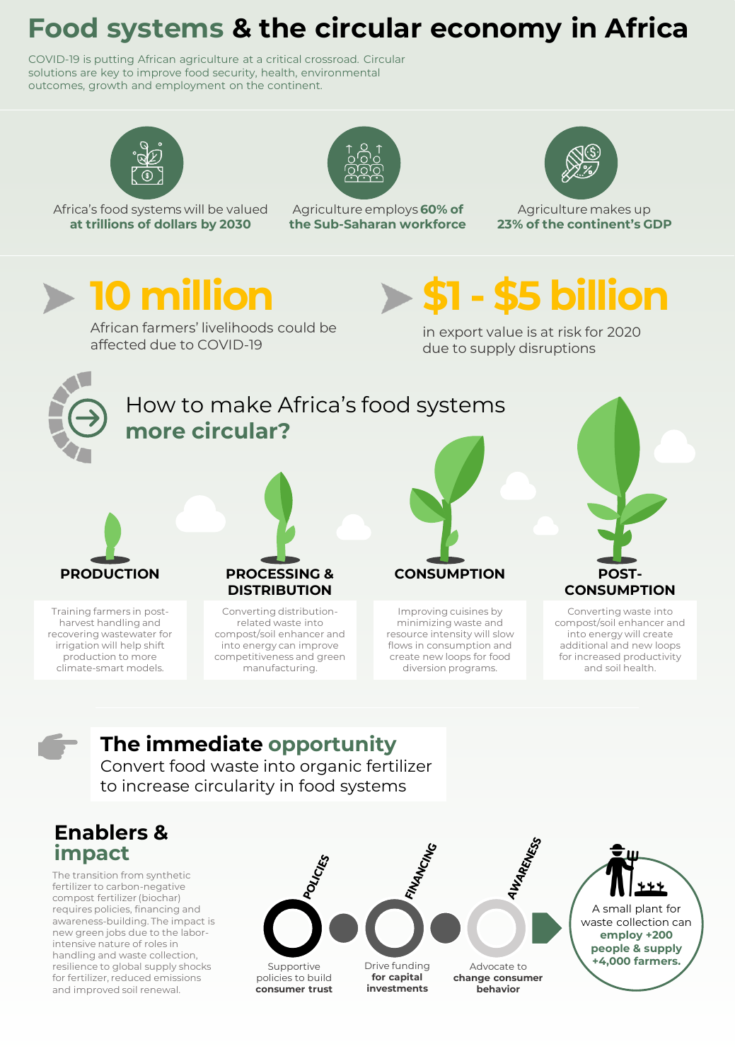# Food systems & the circular economy in Africa

COVID-19 is putting African agriculture at a critical crossroad. Circular solutions are key to improve food security, health, environmental outcomes, growth and employment on the continent.

Africa's food systems will be valued **at trillions of dollars by 2030**

Agriculture employs **60% of the Sub-Saharan workforce**

Agriculture makes up **23% of the continent's GDP**

**10 million**
African farmers' livelihoods could be affected due to COVID-19

**$1 - $5 billion**
in export value is at risk for 2020 due to supply disruptions

## How to make Africa's food systems **more circular?**

### PRODUCTION

Training farmers in post-harvest handling and recovering wastewater for irrigation will help shift production to more climate-smart models.

### PROCESSING & DISTRIBUTION

Converting distribution-related waste into compost/soil enhancer and into energy can improve competitiveness and green manufacturing.

### CONSUMPTION

Improving cuisines by minimizing waste and resource intensity will slow flows in consumption and create new loops for food diversion programs.

### POST-CONSUMPTION

Converting waste into compost/soil enhancer and into energy will create additional and new loops for increased productivity and soil health.

## The immediate **opportunity**

Convert food waste into organic fertilizer to increase circularity in food systems

## Enablers & impact

The transition from synthetic fertilizer to carbon-negative compost fertilizer (biochar) requires policies, financing and awareness-building. The impact is new green jobs due to the labor-intensive nature of roles in handling and waste collection, resilience to global supply shocks for fertilizer, reduced emissions and improved soil renewal.

POLICIES
Supportive policies to build **consumer trust**

FINANCING
Drive funding **for capital investments**

AWARENESS
Advocate to **change consumer behavior**

A small plant for waste collection can **employ +200 people & supply +4,000 farmers.**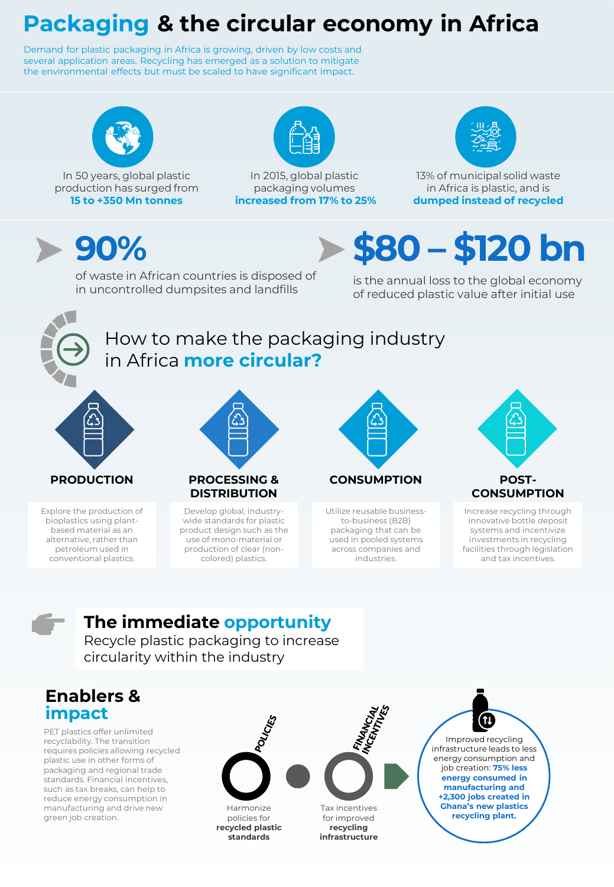# Packaging & the circular economy in Africa

Demand for plastic packaging in Africa is growing, driven by low costs and several application areas. Recycling has emerged as a solution to mitigate the environmental effects but must be scaled to have significant impact.

In 50 years, global plastic production has surged from **15 to +350 Mn tonnes**

In 2015, global plastic packaging volumes **increased from 17% to 25%**

13% of municipal solid waste in Africa is plastic, and is **dumped instead of recycled**

**90%**
of waste in African countries is disposed of in uncontrolled dumpsites and landfills

**$80 – $120 bn**
is the annual loss to the global economy of reduced plastic value after initial use

## How to make the packaging industry in Africa **more circular?**

### PRODUCTION

Explore the production of bioplastics using plant-based material as an alternative, rather than petroleum used in conventional plastics.

### PROCESSING & DISTRIBUTION

Develop global, industry-wide standards for plastic product design such as the use of mono-material or production of clear (non-colored) plastics.

### CONSUMPTION

Utilize reusable business-to-business (B2B) packaging that can be used in pooled systems across companies and industries.

### POST-CONSUMPTION

Increase recycling through innovative bottle deposit systems and incentivize investments in recycling facilities through legislation and tax incentives.

## The immediate **opportunity**

Recycle plastic packaging to increase circularity within the industry

## Enablers & impact

PET plastics offer unlimited recyclability. The transition requires policies allowing recycled plastic use in other forms of packaging and regional trade standards. Financial incentives, such as tax breaks, can help to reduce energy consumption in manufacturing and drive new green job creation.

POLICIES

Harmonize policies for **recycled plastic standards**

FINANCIAL INCENTIVES

Tax incentives for improved **recycling infrastructure**

Improved recycling infrastructure leads to less energy consumption and job creation: **75% less energy consumed in manufacturing and +2,300 jobs created in Ghana's new plastics recycling plant.**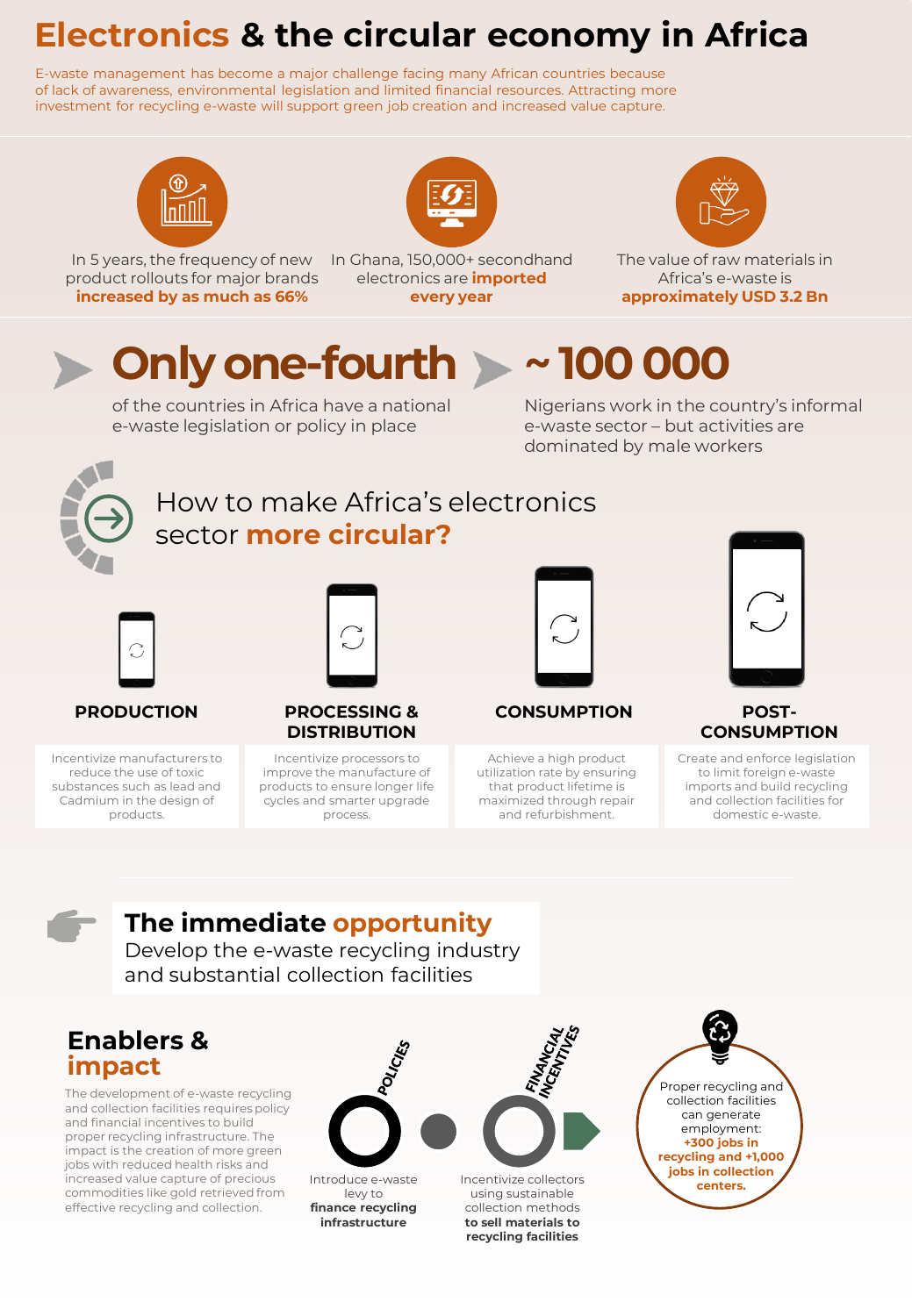# Electronics & the circular economy in Africa

E-waste management has become a major challenge facing many African countries because of lack of awareness, environmental legislation and limited financial resources. Attracting more investment for recycling e-waste will support green job creation and increased value capture.

In 5 years, the frequency of new product rollouts for major brands **increased by as much as 66%**

In Ghana, 150,000+ secondhand electronics are **imported every year**

The value of raw materials in Africa's e-waste is **approximately USD 3.2 Bn**

**Only one-fourth** of the countries in Africa have a national e-waste legislation or policy in place

**~ 100 000** Nigerians work in the country's informal e-waste sector – but activities are dominated by male workers

## How to make Africa's electronics sector more circular?

### PRODUCTION

Incentivize manufacturers to reduce the use of toxic substances such as lead and Cadmium in the design of products.

### PROCESSING & DISTRIBUTION

Incentivize processors to improve the manufacture of products to ensure longer life cycles and smarter upgrade process.

### CONSUMPTION

Achieve a high product utilization rate by ensuring that product lifetime is maximized through repair and refurbishment.

### POST-CONSUMPTION

Create and enforce legislation to limit foreign e-waste imports and build recycling and collection facilities for domestic e-waste.

## The immediate opportunity

Develop the e-waste recycling industry and substantial collection facilities

## Enablers & impact

The development of e-waste recycling and collection facilities requires policy and financial incentives to build proper recycling infrastructure. The impact is the creation of more green jobs with reduced health risks and increased value capture of precious commodities like gold retrieved from effective recycling and collection.

POLICIES

Introduce e-waste levy to **finance recycling infrastructure**

FINANCIAL INCENTIVES

Incentivize collectors using sustainable collection methods **to sell materials to recycling facilities**

Proper recycling and collection facilities can generate employment: **+300 jobs in recycling and +1,000 jobs in collection centers.**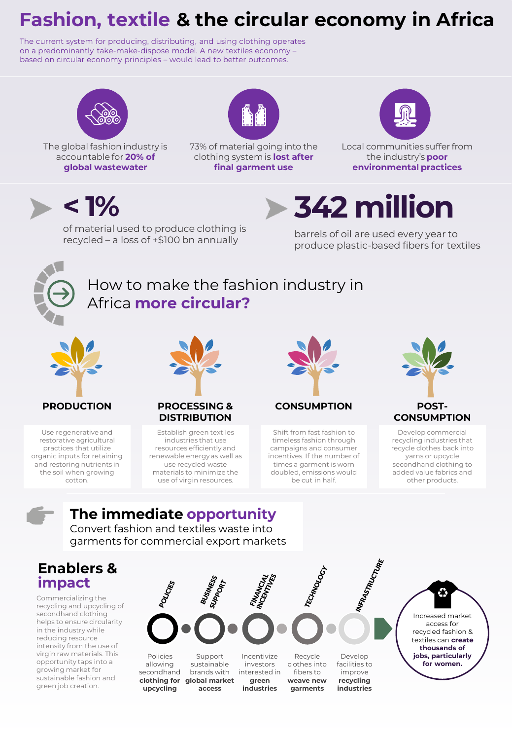# Fashion, textile & the circular economy in Africa

The current system for producing, distributing, and using clothing operates on a predominantly take-make-dispose model. A new textiles economy – based on circular economy principles – would lead to better outcomes.

The global fashion industry is accountable for **20% of global wastewater**

73% of material going into the clothing system is **lost after final garment use**

Local communities suffer from the industry's **poor environmental practices**

**< 1%**

of material used to produce clothing is recycled – a loss of +$100 bn annually

**342 million**

barrels of oil are used every year to produce plastic-based fibers for textiles

## How to make the fashion industry in Africa **more circular?**

### PRODUCTION

Use regenerative and restorative agricultural practices that utilize organic inputs for retaining and restoring nutrients in the soil when growing cotton.

### PROCESSING & DISTRIBUTION

Establish green textiles industries that use resources efficiently and renewable energy as well as use recycled waste materials to minimize the use of virgin resources.

### CONSUMPTION

Shift from fast fashion to timeless fashion through campaigns and consumer incentives. If the number of times a garment is worn doubled, emissions would be cut in half.

### POST-CONSUMPTION

Develop commercial recycling industries that recycle clothes back into yarns or upcycle secondhand clothing to added value fabrics and other products.

## The immediate **opportunity**

Convert fashion and textiles waste into garments for commercial export markets

## Enablers & impact

Commercializing the recycling and upcycling of secondhand clothing helps to ensure circularity in the industry while reducing resource intensity from the use of virgin raw materials. This opportunity taps into a growing market for sustainable fashion and green job creation.

POLICIES – Policies allowing secondhand **clothing for upcycling**

BUSINESS SUPPORT – Support sustainable brands with **global market access**

FINANCIAL INCENTIVES – Incentivize investors interested in **green industries**

TECHNOLOGY – Recycle clothes into fibers to **weave new garments**

INFRASTRUCTURE – Develop facilities to improve **recycling industries**

Increased market access for recycled fashion & textiles can **create thousands of jobs, particularly for women.**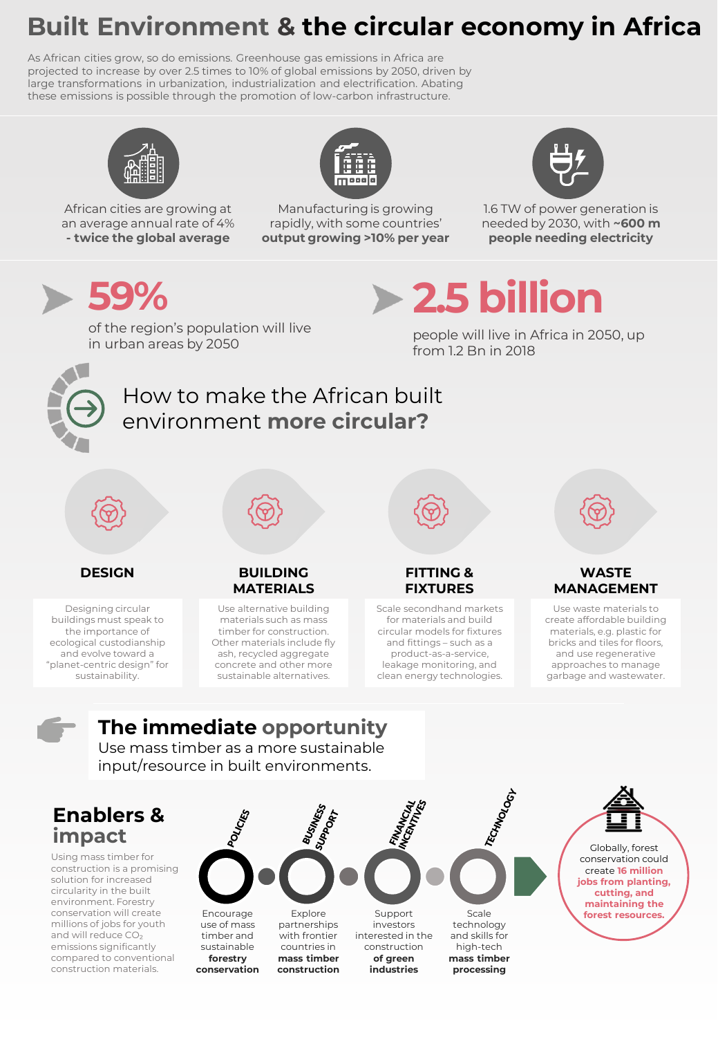# Built Environment & the circular economy in Africa

As African cities grow, so do emissions. Greenhouse gas emissions in Africa are projected to increase by over 2.5 times to 10% of global emissions by 2050, driven by large transformations in urbanization, industrialization and electrification. Abating these emissions is possible through the promotion of low-carbon infrastructure.

African cities are growing at an average annual rate of 4% **- twice the global average**

Manufacturing is growing rapidly, with some countries' **output growing >10% per year**

1.6 TW of power generation is needed by 2030, with **~600 m people needing electricity**

**59%**
of the region's population will live in urban areas by 2050

**2.5 billion**
people will live in Africa in 2050, up from 1.2 Bn in 2018

## How to make the African built environment **more circular?**

### DESIGN

Designing circular buildings must speak to the importance of ecological custodianship and evolve toward a "planet-centric design" for sustainability.

### BUILDING MATERIALS

Use alternative building materials such as mass timber for construction. Other materials include fly ash, recycled aggregate concrete and other more sustainable alternatives.

### FITTING & FIXTURES

Scale secondhand markets for materials and build circular models for fixtures and fittings – such as a product-as-a-service, leakage monitoring, and clean energy technologies.

### WASTE MANAGEMENT

Use waste materials to create affordable building materials, e.g. plastic for bricks and tiles for floors, and use regenerative approaches to manage garbage and wastewater.

## The immediate opportunity

Use mass timber as a more sustainable input/resource in built environments.

## Enablers & impact

Using mass timber for construction is a promising solution for increased circularity in the built environment. Forestry conservation will create millions of jobs for youth and will reduce $CO_2$ emissions significantly compared to conventional construction materials.

**POLICIES**: Encourage use of mass timber and sustainable **forestry conservation**

**BUSINESS SUPPORT**: Explore partnerships with frontier countries in **mass timber construction**

**FINANCIAL INCENTIVES**: Support investors interested in the construction **of green industries**

**TECHNOLOGY**: Scale technology and skills for high-tech **mass timber processing**

Globally, forest conservation could create **16 million jobs from planting, cutting, and maintaining the forest resources.**